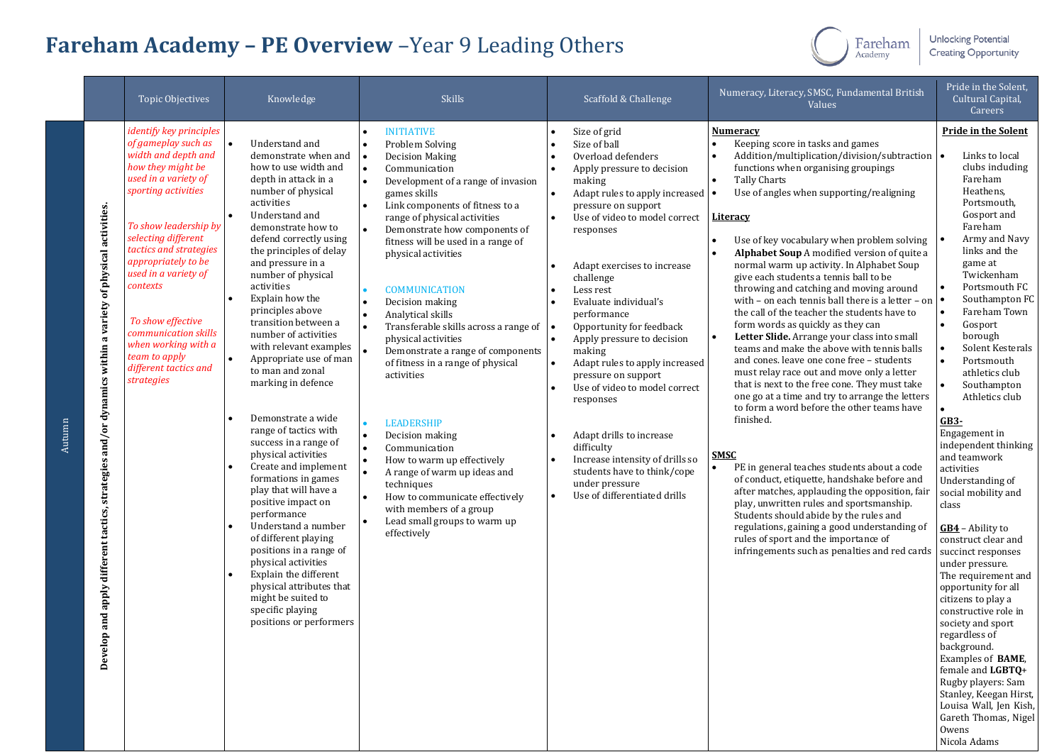# Fareham Academy – PE Overview –Year 9 Leading Others

Fareham Academy | Unlocking Potential Creating Opportunity

| | | Topic Objectives | Knowledge | Skills | Scaffold & Challenge | Numeracy, Literacy, SMSC, Fundamental British Values | Pride in the Solent, Cultural Capital, Careers |
|---|---|---|---|---|---|---|---|
| Autumn | Develop and apply different tactics, strategies and/or dynamics within a variety of physical activities. | *identify key principles of gameplay such as width and depth and how they might be used in a variety of sporting activities*<br><br>*To show leadership by selecting different tactics and strategies appropriately to be used in a variety of contexts*<br><br>*To show effective communication skills when working with a team to apply different tactics and strategies* | • Understand and demonstrate when and how to use width and depth in attack in a number of physical activities<br>• Understand and demonstrate how to defend correctly using the principles of delay and pressure in a number of physical activities<br>• Explain how the principles above transition between a number of activities with relevant examples<br>• Appropriate use of man to man and zonal marking in defence<br><br>• Demonstrate a wide range of tactics with success in a range of physical activities<br>• Create and implement formations in games play that will have a positive impact on performance<br>• Understand a number of different playing positions in a range of physical activities<br>• Explain the different physical attributes that might be suited to specific playing positions or performers | • INITIATIVE<br>• Problem Solving<br>• Decision Making<br>• Communication<br>• Development of a range of invasion games skills<br>• Link components of fitness to a range of physical activities<br>• Demonstrate how components of fitness will be used in a range of physical activities<br><br>• COMMUNICATION<br>• Decision making<br>• Analytical skills<br>• Transferable skills across a range of physical activities<br>• Demonstrate a range of components of fitness in a range of physical activities<br><br>• LEADERSHIP<br>• Decision making<br>• Communication<br>• How to warm up effectively<br>• A range of warm up ideas and techniques<br>• How to communicate effectively with members of a group<br>• Lead small groups to warm up effectively | • Size of grid<br>• Size of ball<br>• Overload defenders<br>• Apply pressure to decision making<br>• Adapt rules to apply increased pressure on support<br>• Use of video to model correct responses<br><br>• Adapt exercises to increase challenge<br>• Less rest<br>• Evaluate individual's performance<br>• Opportunity for feedback<br>• Apply pressure to decision making<br>• Adapt rules to apply increased pressure on support<br>• Use of video to model correct responses<br><br>• Adapt drills to increase difficulty<br>• Increase intensity of drills so students have to think/cope under pressure<br>• Use of differentiated drills | **Numeracy**<br>• Keeping score in tasks and games<br>• Addition/multiplication/division/subtraction functions when organising groupings<br>• Tally Charts<br>• Use of angles when supporting/realigning<br><br>**Literacy**<br>• Use of key vocabulary when problem solving<br>• **Alphabet Soup** A modified version of quite a normal warm up activity. In Alphabet Soup give each students a tennis ball to be throwing and catching and moving around with – on each tennis ball there is a letter – on the call of the teacher the students have to form words as quickly as they can<br>• **Letter Slide.** Arrange your class into small teams and make the above with tennis balls and cones. leave one cone free – students must relay race out and move only a letter that is next to the free cone. They must take one go at a time and try to arrange the letters to form a word before the other teams have finished.<br><br>**SMSC**<br>• PE in general teaches students about a code of conduct, etiquette, handshake before and after matches, applauding the opposition, fair play, unwritten rules and sportsmanship. Students should abide by the rules and regulations, gaining a good understanding of rules of sport and the importance of infringements such as penalties and red cards | **Pride in the Solent**<br>• Links to local clubs including Fareham Heathens, Portsmouth, Gosport and Fareham<br>• Army and Navy links and the game at Twickenham<br>• Portsmouth FC<br>• Southampton FC<br>• Fareham Town<br>• Gosport borough<br>• Solent Kesterals<br>• Portsmouth athletics club<br>• Southampton Athletics club<br>•<br>**GB3-**<br>Engagement in independent thinking and teamwork activities<br>Understanding of social mobility and class<br><br>**GB4** – Ability to construct clear and succinct responses under pressure.<br>The requirement and opportunity for all citizens to play a constructive role in society and sport regardless of background.<br>Examples of **BAME**, female and **LGBTQ+** Rugby players: Sam Stanley, Keegan Hirst, Louisa Wall, Jen Kish, Gareth Thomas, Nigel Owens<br>Nicola Adams |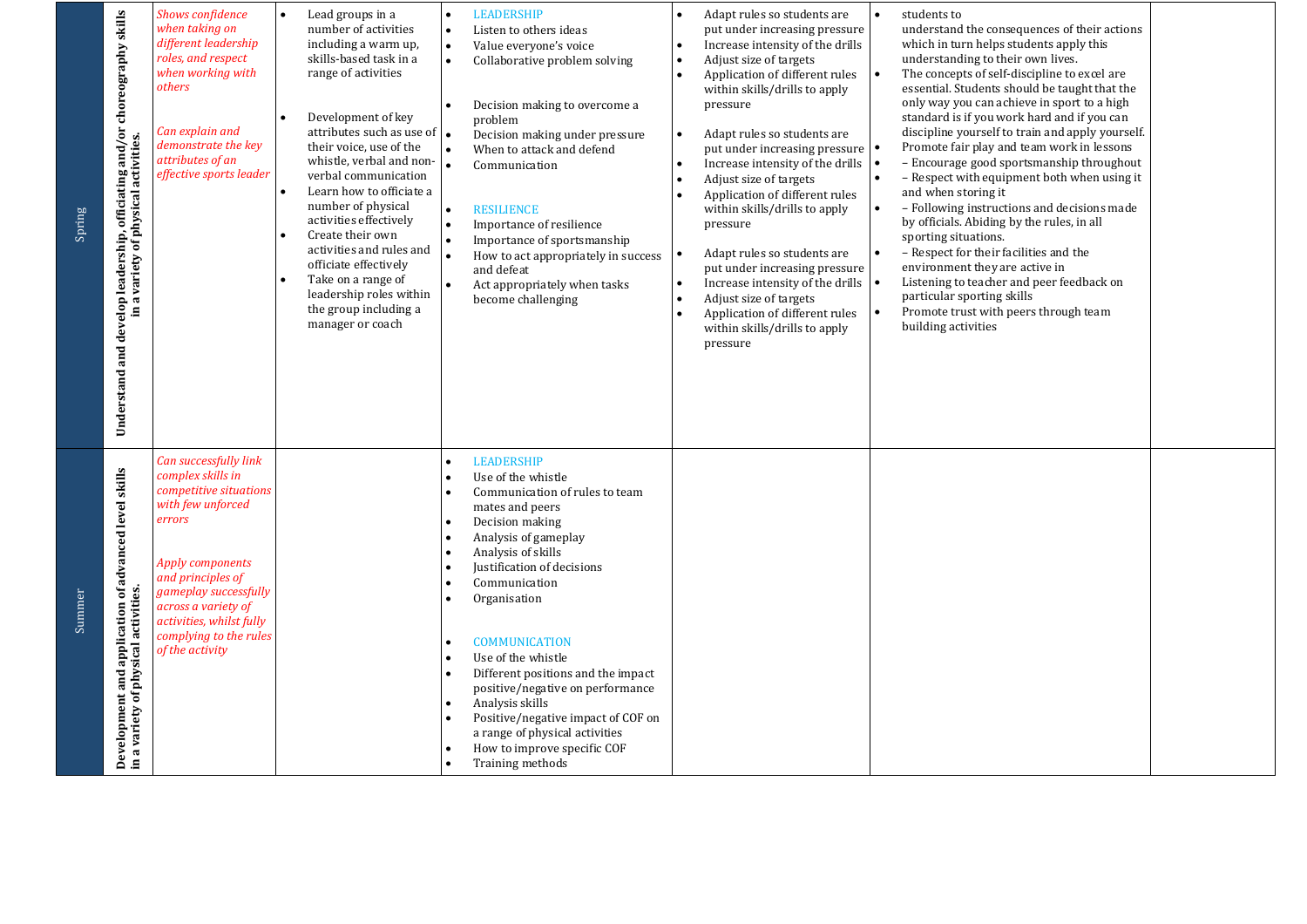| | | | | | | | |
|---|---|---|---|---|---|---|---|
| Spring | **Understand and develop leadership, officiating and/or choreography skills in a variety of physical activities.** | *Shows confidence when taking on different leadership roles, and respect when working with others*<br><br>*Can explain and demonstrate the key attributes of an effective sports leader* | • Lead groups in a number of activities including a warm up, skills-based task in a range of activities<br><br>• Development of key attributes such as use of their voice, use of the whistle, verbal and non-verbal communication<br>• Learn how to officiate a number of physical activities effectively<br>• Create their own activities and rules and officiate effectively<br>• Take on a range of leadership roles within the group including a manager or coach | • LEADERSHIP<br>• Listen to others ideas<br>• Value everyone's voice<br>• Collaborative problem solving<br><br>• Decision making to overcome a problem<br>• Decision making under pressure<br>• When to attack and defend<br>• Communication<br><br>• RESILIENCE<br>• Importance of resilience<br>• Importance of sportsmanship<br>• How to act appropriately in success and defeat<br>• Act appropriately when tasks become challenging | • Adapt rules so students are put under increasing pressure<br>• Increase intensity of the drills<br>• Adjust size of targets<br>• Application of different rules within skills/drills to apply pressure<br><br>• Adapt rules so students are put under increasing pressure<br>• Increase intensity of the drills<br>• Adjust size of targets<br>• Application of different rules within skills/drills to apply pressure<br><br>• Adapt rules so students are put under increasing pressure<br>• Increase intensity of the drills<br>• Adjust size of targets<br>• Application of different rules within skills/drills to apply pressure | • students to understand the consequences of their actions which in turn helps students apply this understanding to their own lives.<br>• The concepts of self-discipline to excel are essential. Students should be taught that the only way you can achieve in sport to a high standard is if you work hard and if you can discipline yourself to train and apply yourself.<br>• Promote fair play and team work in lessons<br>• – Encourage good sportsmanship throughout<br>• – Respect with equipment both when using it and when storing it<br>• – Following instructions and decisions made by officials. Abiding by the rules, in all sporting situations.<br>• – Respect for their facilities and the environment they are active in<br>• Listening to teacher and peer feedback on particular sporting skills<br>• Promote trust with peers through team building activities | |
| Summer | **Development and application of advanced level skills in a variety of physical activities.** | *Can successfully link complex skills in competitive situations with few unforced errors*<br><br>*Apply components and principles of gameplay successfully across a variety of activities, whilst fully complying to the rules of the activity* | | • LEADERSHIP<br>• Use of the whistle<br>• Communication of rules to team mates and peers<br>• Decision making<br>• Analysis of gameplay<br>• Analysis of skills<br>• Justification of decisions<br>• Communication<br>• Organisation<br><br>• COMMUNICATION<br>• Use of the whistle<br>• Different positions and the impact positive/negative on performance<br>• Analysis skills<br>• Positive/negative impact of COF on a range of physical activities<br>• How to improve specific COF<br>• Training methods | | | |